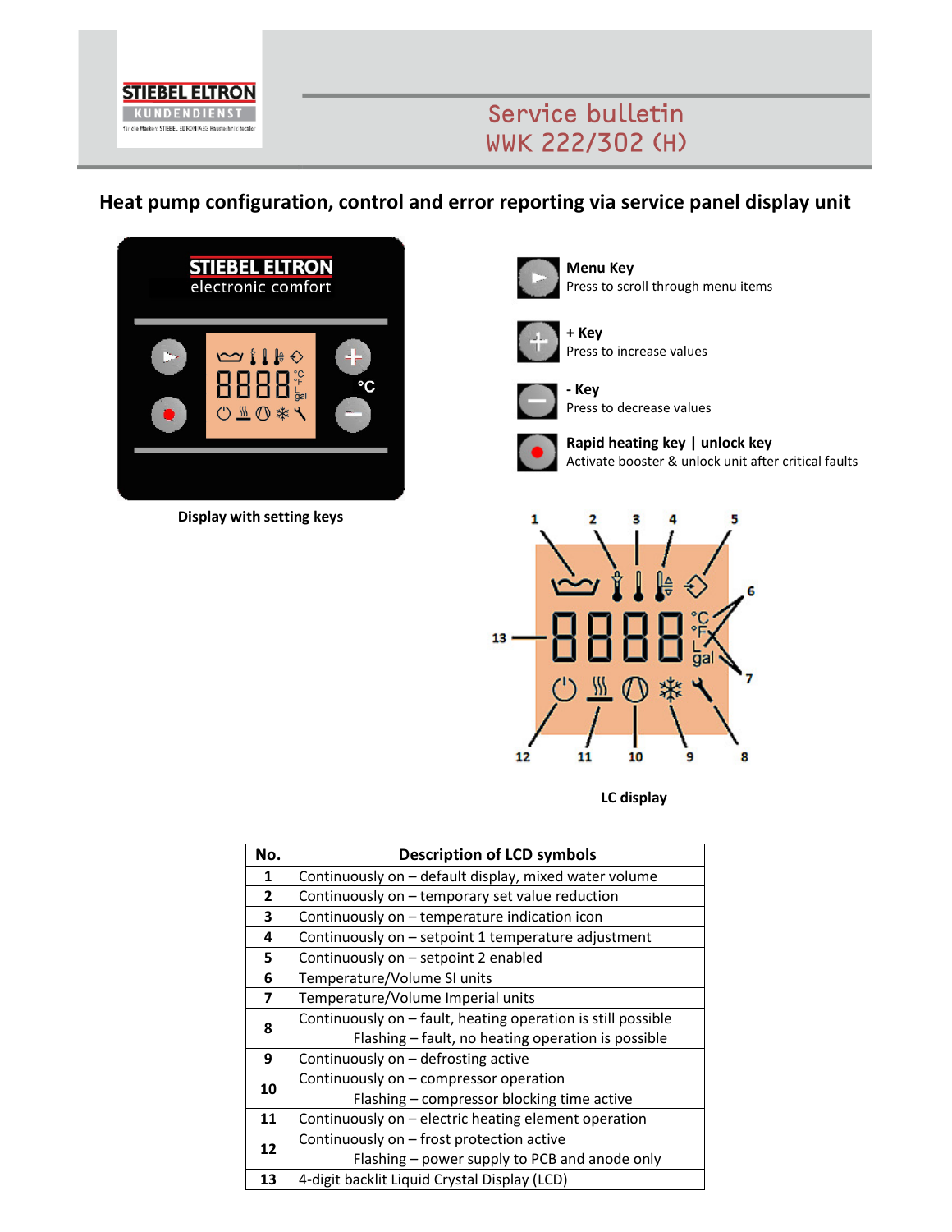# Service bulletin
# WWK 222/302 (H)

## Heat pump configuration, control and error reporting via service panel display unit

Display with setting keys

**Menu Key**
Press to scroll through menu items

**+ Key**
Press to increase values

**- Key**
Press to decrease values

**Rapid heating key | unlock key**
Activate booster & unlock unit after critical faults

LC display

| No. | Description of LCD symbols |
|---|---|
| 1 | Continuously on – default display, mixed water volume |
| 2 | Continuously on – temporary set value reduction |
| 3 | Continuously on – temperature indication icon |
| 4 | Continuously on – setpoint 1 temperature adjustment |
| 5 | Continuously on – setpoint 2 enabled |
| 6 | Temperature/Volume SI units |
| 7 | Temperature/Volume Imperial units |
| 8 | Continuously on – fault, heating operation is still possible<br>Flashing – fault, no heating operation is possible |
| 9 | Continuously on – defrosting active |
| 10 | Continuously on – compressor operation<br>Flashing – compressor blocking time active |
| 11 | Continuously on – electric heating element operation |
| 12 | Continuously on – frost protection active<br>Flashing – power supply to PCB and anode only |
| 13 | 4-digit backlit Liquid Crystal Display (LCD) |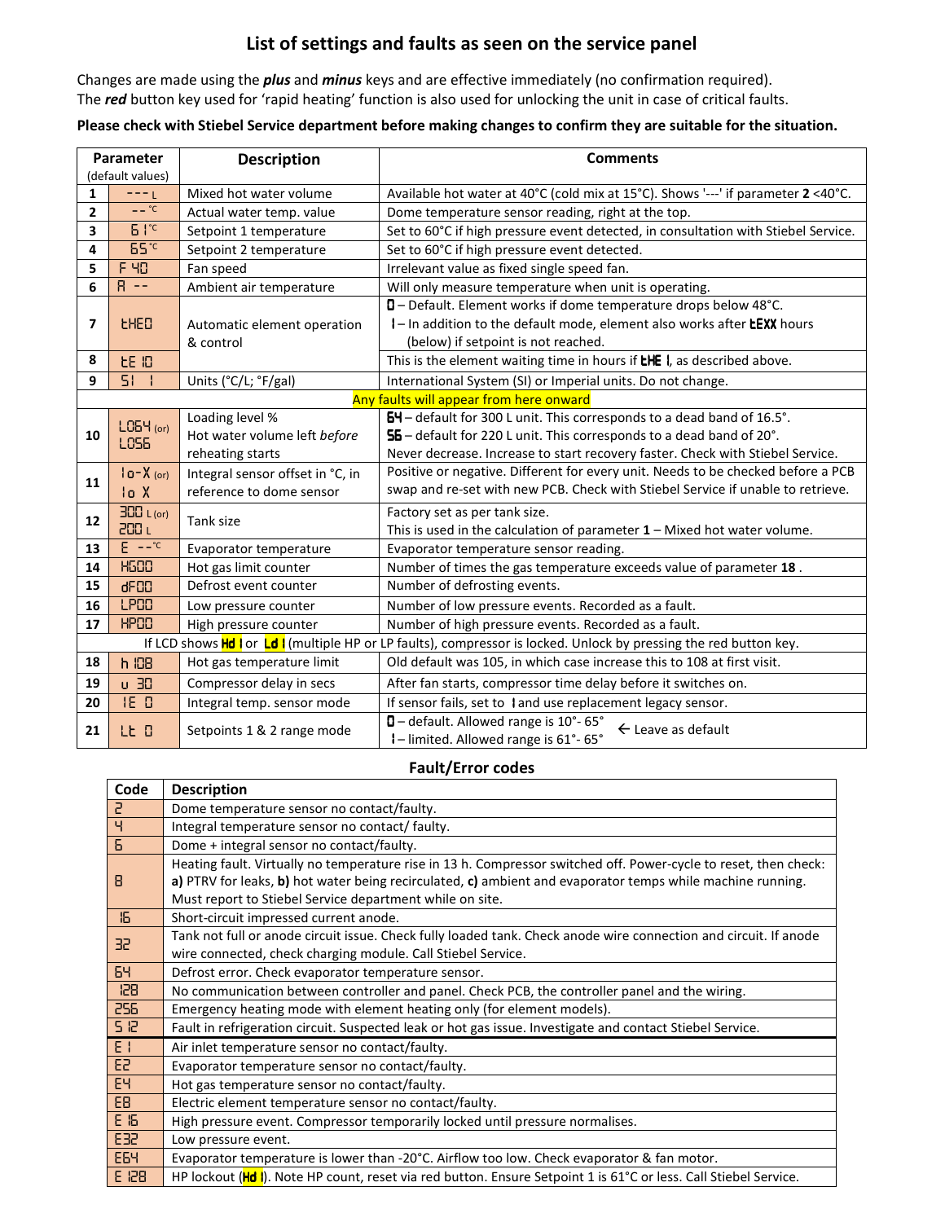# List of settings and faults as seen on the service panel

Changes are made using the ***plus*** and ***minus*** keys and are effective immediately (no confirmation required).
The ***red*** button key used for 'rapid heating' function is also used for unlocking the unit in case of critical faults.

**Please check with Stiebel Service department before making changes to confirm they are suitable for the situation.**

| Parameter (default values) | | Description | Comments |
|---|---|---|---|
| 1 | --- L | Mixed hot water volume | Available hot water at 40°C (cold mix at 15°C). Shows '---' if parameter **2** <40°C. |
| 2 | -- °C | Actual water temp. value | Dome temperature sensor reading, right at the top. |
| 3 | 61 °C | Setpoint 1 temperature | Set to 60°C if high pressure event detected, in consultation with Stiebel Service. |
| 4 | 65 °C | Setpoint 2 temperature | Set to 60°C if high pressure event detected. |
| 5 | F 40 | Fan speed | Irrelevant value as fixed single speed fan. |
| 6 | A -- | Ambient air temperature | Will only measure temperature when unit is operating. |
| 7 | tHE0 | Automatic element operation & control | **0** – Default. Element works if dome temperature drops below 48°C.<br>**1** – In addition to the default mode, element also works after **tEXX** hours (below) if setpoint is not reached. |
| 8 | tE 10 | | This is the element waiting time in hours if **tHE 1**, as described above. |
| 9 | SI 1 | Units (°C/L; °F/gal) | International System (SI) or Imperial units. Do not change. |
| | | Any faults will appear from here onward | |
| 10 | L064 (or) L056 | Loading level %<br>Hot water volume left *before* reheating starts | **64** – default for 300 L unit. This corresponds to a dead band of 16.5°.<br>**56** – default for 220 L unit. This corresponds to a dead band of 20°.<br>Never decrease. Increase to start recovery faster. Check with Stiebel Service. |
| 11 | Io-X (or) Io X | Integral sensor offset in °C, in reference to dome sensor | Positive or negative. Different for every unit. Needs to be checked before a PCB swap and re-set with new PCB. Check with Stiebel Service if unable to retrieve. |
| 12 | 300 L (or) 200 L | Tank size | Factory set as per tank size.<br>This is used in the calculation of parameter **1** – Mixed hot water volume. |
| 13 | E -- °C | Evaporator temperature | Evaporator temperature sensor reading. |
| 14 | HG00 | Hot gas limit counter | Number of times the gas temperature exceeds value of parameter **18** . |
| 15 | dF00 | Defrost event counter | Number of defrosting events. |
| 16 | LP00 | Low pressure counter | Number of low pressure events. Recorded as a fault. |
| 17 | HP00 | High pressure counter | Number of high pressure events. Recorded as a fault. |
| | | If LCD shows **Hd 1** or **Ld 1** (multiple HP or LP faults), compressor is locked. Unlock by pressing the red button key. | |
| 18 | h 108 | Hot gas temperature limit | Old default was 105, in which case increase this to 108 at first visit. |
| 19 | u 30 | Compressor delay in secs | After fan starts, compressor time delay before it switches on. |
| 20 | IE 0 | Integral temp. sensor mode | If sensor fails, set to 1 and use replacement legacy sensor. |
| 21 | Lt 0 | Setpoints 1 & 2 range mode | **0** – default. Allowed range is 10°- 65° ← Leave as default<br>**1** – limited. Allowed range is 61°- 65° |

## Fault/Error codes

| Code | Description |
|---|---|
| 2 | Dome temperature sensor no contact/faulty. |
| 4 | Integral temperature sensor no contact/ faulty. |
| 6 | Dome + integral sensor no contact/faulty. |
| 8 | Heating fault. Virtually no temperature rise in 13 h. Compressor switched off. Power-cycle to reset, then check: **a)** PTRV for leaks, **b)** hot water being recirculated, **c)** ambient and evaporator temps while machine running. Must report to Stiebel Service department while on site. |
| 16 | Short-circuit impressed current anode. |
| 32 | Tank not full or anode circuit issue. Check fully loaded tank. Check anode wire connection and circuit. If anode wire connected, check charging module. Call Stiebel Service. |
| 64 | Defrost error. Check evaporator temperature sensor. |
| 128 | No communication between controller and panel. Check PCB, the controller panel and the wiring. |
| 256 | Emergency heating mode with element heating only (for element models). |
| 512 | Fault in refrigeration circuit. Suspected leak or hot gas issue. Investigate and contact Stiebel Service. |
| E 1 | Air inlet temperature sensor no contact/faulty. |
| E2 | Evaporator temperature sensor no contact/faulty. |
| E4 | Hot gas temperature sensor no contact/faulty. |
| E8 | Electric element temperature sensor no contact/faulty. |
| E 16 | High pressure event. Compressor temporarily locked until pressure normalises. |
| E32 | Low pressure event. |
| E64 | Evaporator temperature is lower than -20°C. Airflow too low. Check evaporator & fan motor. |
| E 128 | HP lockout (**Hd 1**). Note HP count, reset via red button. Ensure Setpoint 1 is 61°C or less. Call Stiebel Service. |